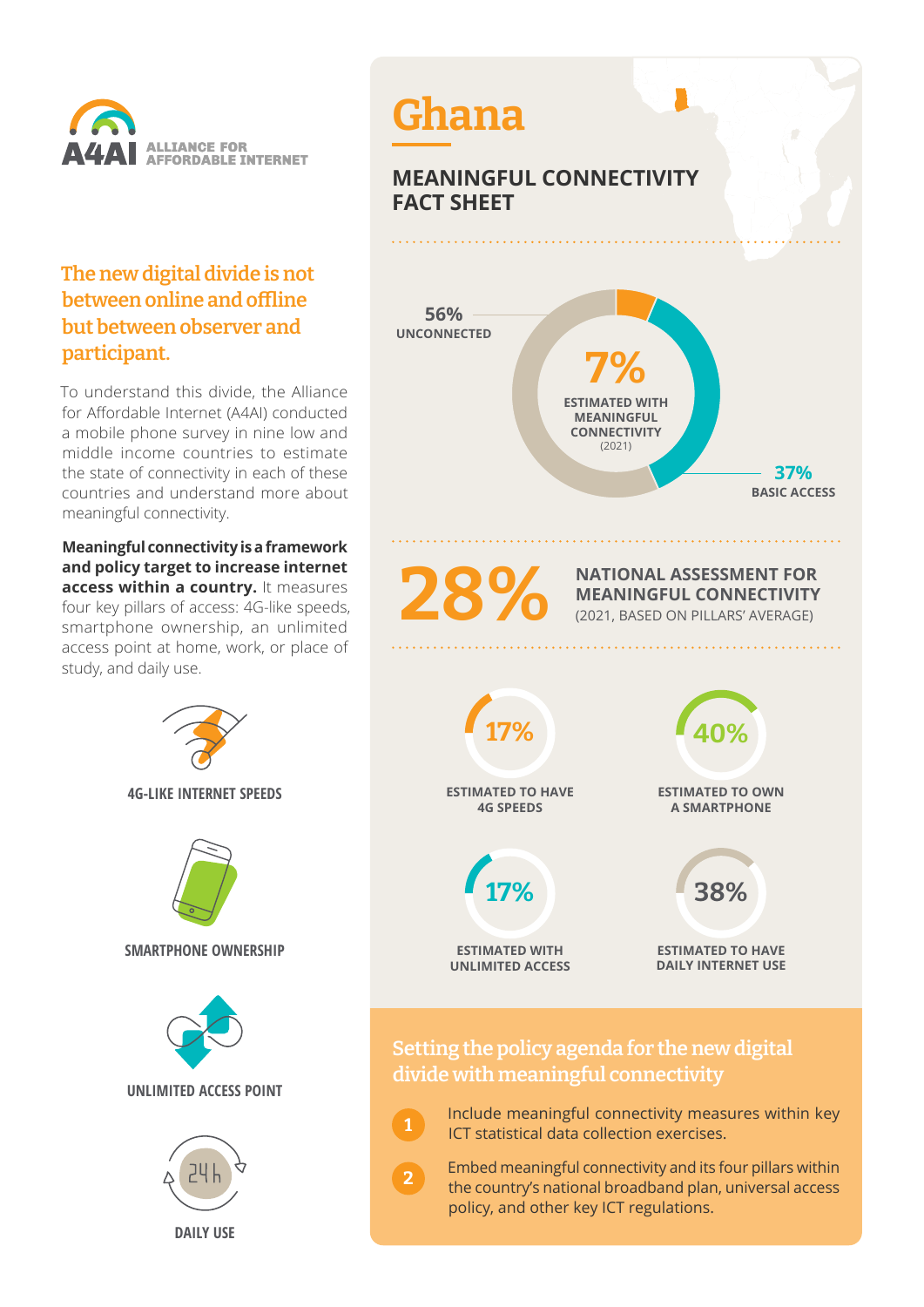A4AI ALLIANCE FOR AFFORDABLE INTERNET

## The new digital divide is not between online and offline but between observer and participant.

To understand this divide, the Alliance for Affordable Internet (A4AI) conducted a mobile phone survey in nine low and middle income countries to estimate the state of connectivity in each of these countries and understand more about meaningful connectivity.

**Meaningful connectivity is a framework and policy target to increase internet access within a country.** It measures four key pillars of access: 4G-like speeds, smartphone ownership, an unlimited access point at home, work, or place of study, and daily use.

4G-LIKE INTERNET SPEEDS

SMARTPHONE OWNERSHIP

UNLIMITED ACCESS POINT

DAILY USE

# Ghana

## MEANINGFUL CONNECTIVITY FACT SHEET

**56%** UNCONNECTED

**7%** ESTIMATED WITH MEANINGFUL CONNECTIVITY (2021)

**37%** BASIC ACCESS

**28%** NATIONAL ASSESSMENT FOR MEANINGFUL CONNECTIVITY (2021, BASED ON PILLARS' AVERAGE)

**17%** ESTIMATED TO HAVE 4G SPEEDS

**40%** ESTIMATED TO OWN A SMARTPHONE

**17%** ESTIMATED WITH UNLIMITED ACCESS

**38%** ESTIMATED TO HAVE DAILY INTERNET USE

## Setting the policy agenda for the new digital divide with meaningful connectivity

1. Include meaningful connectivity measures within key ICT statistical data collection exercises.
2. Embed meaningful connectivity and its four pillars within the country's national broadband plan, universal access policy, and other key ICT regulations.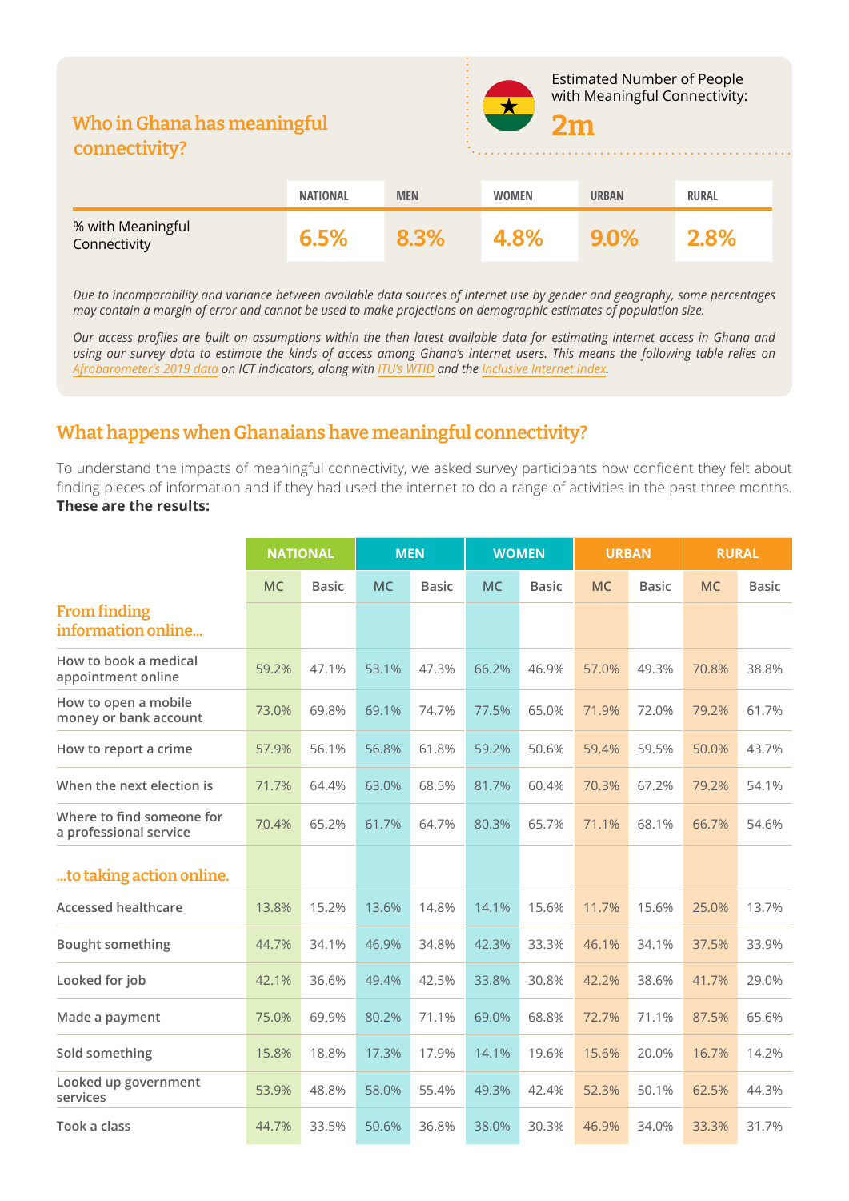## Who in Ghana has meaningful connectivity?

Estimated Number of People with Meaningful Connectivity:

**2m**

| | NATIONAL | MEN | WOMEN | URBAN | RURAL |
|---|---|---|---|---|---|
| % with Meaningful Connectivity | 6.5% | 8.3% | 4.8% | 9.0% | 2.8% |

*Due to incomparability and variance between available data sources of internet use by gender and geography, some percentages may contain a margin of error and cannot be used to make projections on demographic estimates of population size.*

*Our access profiles are built on assumptions within the then latest available data for estimating internet access in Ghana and using our survey data to estimate the kinds of access among Ghana's internet users. This means the following table relies on [Afrobarometer's 2019 data] on ICT indicators, along with [ITU's WTID] and the [Inclusive Internet Index].*

## What happens when Ghanaians have meaningful connectivity?

To understand the impacts of meaningful connectivity, we asked survey participants how confident they felt about finding pieces of information and if they had used the internet to do a range of activities in the past three months. **These are the results:**

| | NATIONAL | | MEN | | WOMEN | | URBAN | | RURAL | |
|---|---|---|---|---|---|---|---|---|---|---|
| | MC | Basic | MC | Basic | MC | Basic | MC | Basic | MC | Basic |
| **From finding information online...** | | | | | | | | | | |
| How to book a medical appointment online | 59.2% | 47.1% | 53.1% | 47.3% | 66.2% | 46.9% | 57.0% | 49.3% | 70.8% | 38.8% |
| How to open a mobile money or bank account | 73.0% | 69.8% | 69.1% | 74.7% | 77.5% | 65.0% | 71.9% | 72.0% | 79.2% | 61.7% |
| How to report a crime | 57.9% | 56.1% | 56.8% | 61.8% | 59.2% | 50.6% | 59.4% | 59.5% | 50.0% | 43.7% |
| When the next election is | 71.7% | 64.4% | 63.0% | 68.5% | 81.7% | 60.4% | 70.3% | 67.2% | 79.2% | 54.1% |
| Where to find someone for a professional service | 70.4% | 65.2% | 61.7% | 64.7% | 80.3% | 65.7% | 71.1% | 68.1% | 66.7% | 54.6% |
| **...to taking action online.** | | | | | | | | | | |
| Accessed healthcare | 13.8% | 15.2% | 13.6% | 14.8% | 14.1% | 15.6% | 11.7% | 15.6% | 25.0% | 13.7% |
| Bought something | 44.7% | 34.1% | 46.9% | 34.8% | 42.3% | 33.3% | 46.1% | 34.1% | 37.5% | 33.9% |
| Looked for job | 42.1% | 36.6% | 49.4% | 42.5% | 33.8% | 30.8% | 42.2% | 38.6% | 41.7% | 29.0% |
| Made a payment | 75.0% | 69.9% | 80.2% | 71.1% | 69.0% | 68.8% | 72.7% | 71.1% | 87.5% | 65.6% |
| Sold something | 15.8% | 18.8% | 17.3% | 17.9% | 14.1% | 19.6% | 15.6% | 20.0% | 16.7% | 14.2% |
| Looked up government services | 53.9% | 48.8% | 58.0% | 55.4% | 49.3% | 42.4% | 52.3% | 50.1% | 62.5% | 44.3% |
| Took a class | 44.7% | 33.5% | 50.6% | 36.8% | 38.0% | 30.3% | 46.9% | 34.0% | 33.3% | 31.7% |